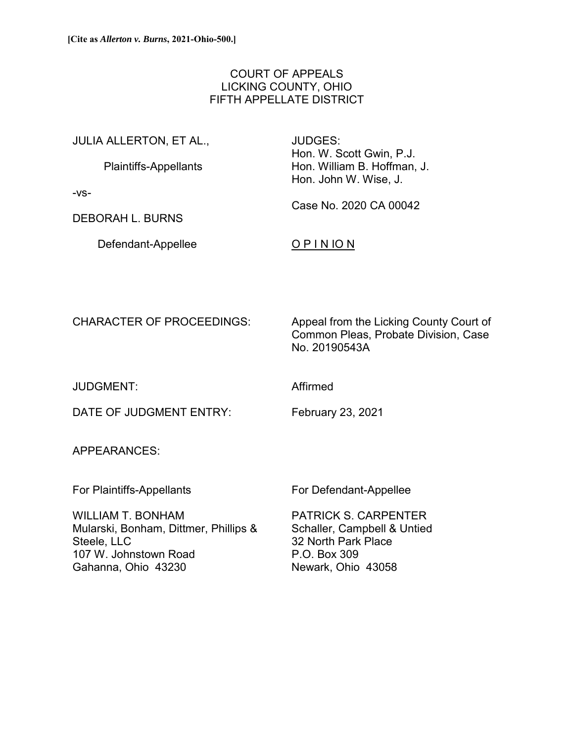**[Cite as *Allerton v. Burns*, 2021-Ohio-500.]**

COURT OF APPEALS
LICKING COUNTY, OHIO
FIFTH APPELLATE DISTRICT

JULIA ALLERTON, ET AL.,

Plaintiffs-Appellants

-vs-

DEBORAH L. BURNS

Defendant-Appellee

JUDGES:
Hon. W. Scott Gwin, P.J.
Hon. William B. Hoffman, J.
Hon. John W. Wise, J.

Case No. 2020 CA 00042

O P I N IO N

CHARACTER OF PROCEEDINGS: Appeal from the Licking County Court of Common Pleas, Probate Division, Case No. 20190543A

JUDGMENT: Affirmed

DATE OF JUDGMENT ENTRY: February 23, 2021

APPEARANCES:

For Plaintiffs-Appellants

WILLIAM T. BONHAM
Mularski, Bonham, Dittmer, Phillips & Steele, LLC
107 W. Johnstown Road
Gahanna, Ohio 43230

For Defendant-Appellee

PATRICK S. CARPENTER
Schaller, Campbell & Untied
32 North Park Place
P.O. Box 309
Newark, Ohio 43058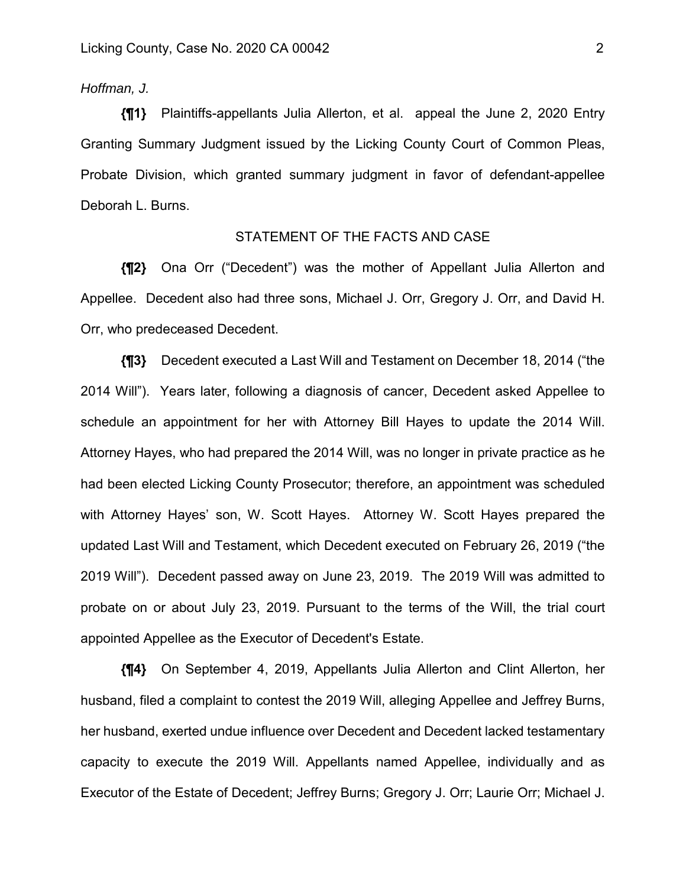*Hoffman, J.*

**{¶1}** Plaintiffs-appellants Julia Allerton, et al. appeal the June 2, 2020 Entry Granting Summary Judgment issued by the Licking County Court of Common Pleas, Probate Division, which granted summary judgment in favor of defendant-appellee Deborah L. Burns.

STATEMENT OF THE FACTS AND CASE

**{¶2}** Ona Orr ("Decedent") was the mother of Appellant Julia Allerton and Appellee. Decedent also had three sons, Michael J. Orr, Gregory J. Orr, and David H. Orr, who predeceased Decedent.

**{¶3}** Decedent executed a Last Will and Testament on December 18, 2014 ("the 2014 Will"). Years later, following a diagnosis of cancer, Decedent asked Appellee to schedule an appointment for her with Attorney Bill Hayes to update the 2014 Will. Attorney Hayes, who had prepared the 2014 Will, was no longer in private practice as he had been elected Licking County Prosecutor; therefore, an appointment was scheduled with Attorney Hayes' son, W. Scott Hayes. Attorney W. Scott Hayes prepared the updated Last Will and Testament, which Decedent executed on February 26, 2019 ("the 2019 Will"). Decedent passed away on June 23, 2019. The 2019 Will was admitted to probate on or about July 23, 2019. Pursuant to the terms of the Will, the trial court appointed Appellee as the Executor of Decedent's Estate.

**{¶4}** On September 4, 2019, Appellants Julia Allerton and Clint Allerton, her husband, filed a complaint to contest the 2019 Will, alleging Appellee and Jeffrey Burns, her husband, exerted undue influence over Decedent and Decedent lacked testamentary capacity to execute the 2019 Will. Appellants named Appellee, individually and as Executor of the Estate of Decedent; Jeffrey Burns; Gregory J. Orr; Laurie Orr; Michael J.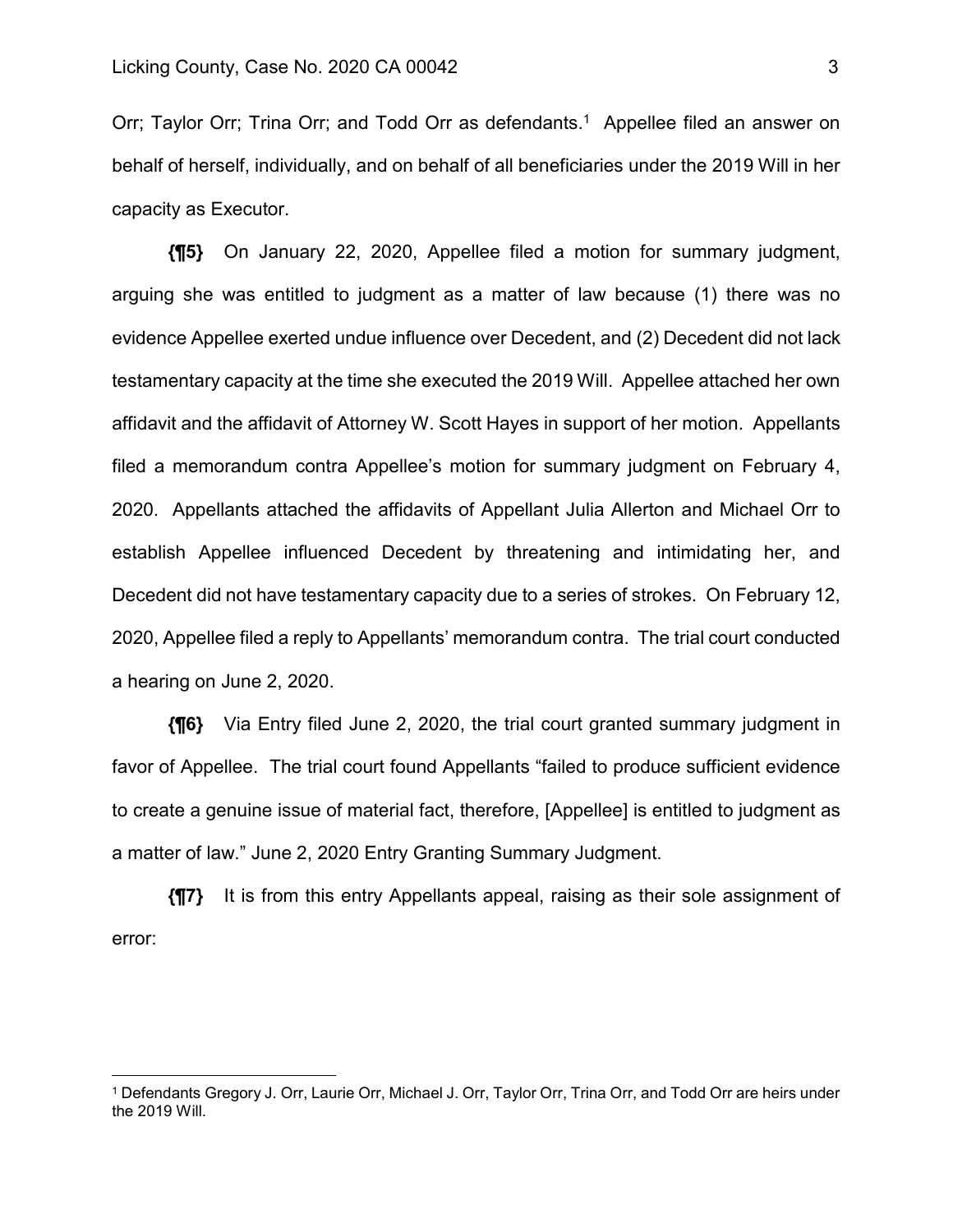Orr; Taylor Orr; Trina Orr; and Todd Orr as defendants.[1] Appellee filed an answer on behalf of herself, individually, and on behalf of all beneficiaries under the 2019 Will in her capacity as Executor.

**{¶5}** On January 22, 2020, Appellee filed a motion for summary judgment, arguing she was entitled to judgment as a matter of law because (1) there was no evidence Appellee exerted undue influence over Decedent, and (2) Decedent did not lack testamentary capacity at the time she executed the 2019 Will. Appellee attached her own affidavit and the affidavit of Attorney W. Scott Hayes in support of her motion. Appellants filed a memorandum contra Appellee's motion for summary judgment on February 4, 2020. Appellants attached the affidavits of Appellant Julia Allerton and Michael Orr to establish Appellee influenced Decedent by threatening and intimidating her, and Decedent did not have testamentary capacity due to a series of strokes. On February 12, 2020, Appellee filed a reply to Appellants' memorandum contra. The trial court conducted a hearing on June 2, 2020.

**{¶6}** Via Entry filed June 2, 2020, the trial court granted summary judgment in favor of Appellee. The trial court found Appellants "failed to produce sufficient evidence to create a genuine issue of material fact, therefore, [Appellee] is entitled to judgment as a matter of law." June 2, 2020 Entry Granting Summary Judgment.

**{¶7}** It is from this entry Appellants appeal, raising as their sole assignment of error:

---

[1] Defendants Gregory J. Orr, Laurie Orr, Michael J. Orr, Taylor Orr, Trina Orr, and Todd Orr are heirs under the 2019 Will.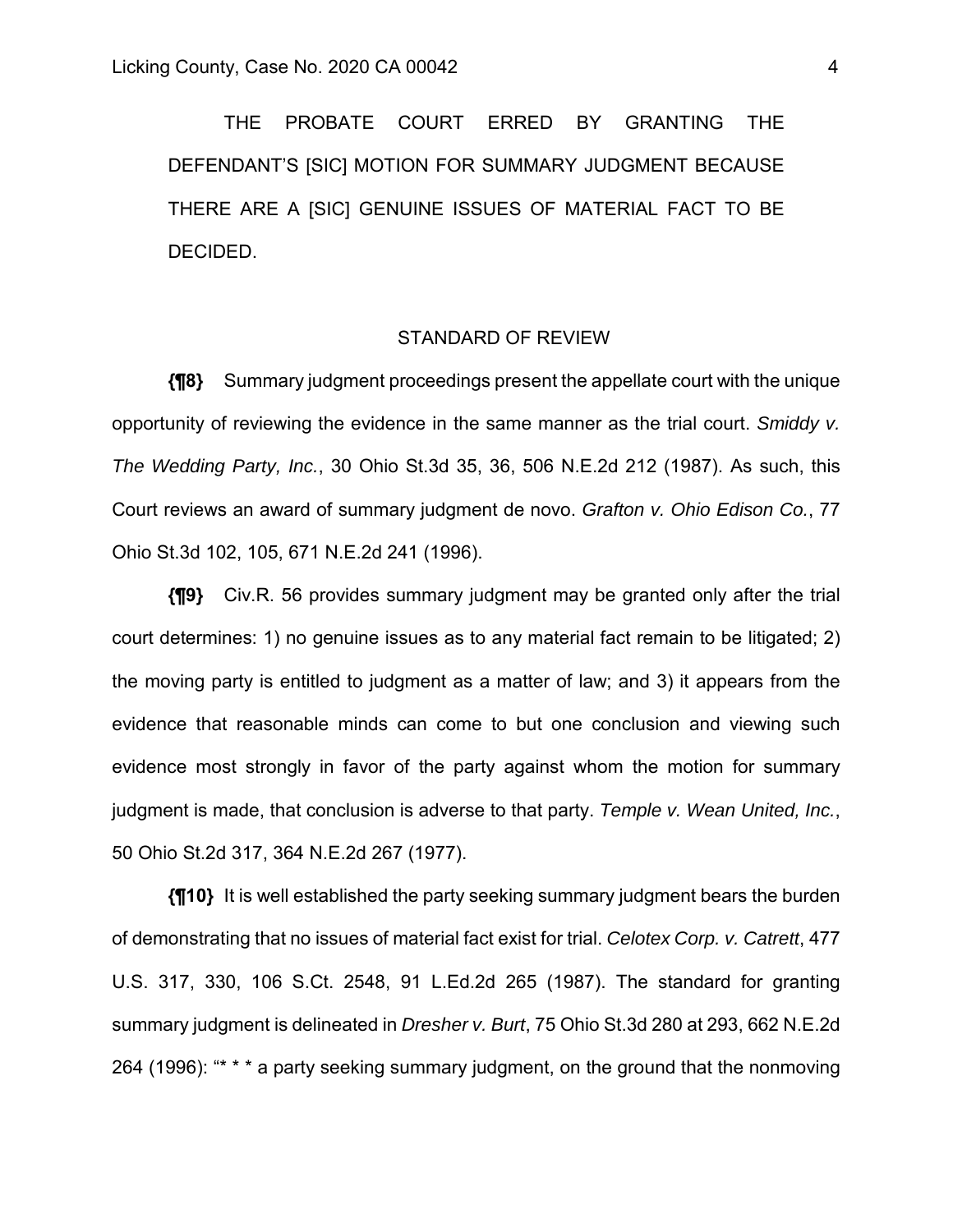THE PROBATE COURT ERRED BY GRANTING THE DEFENDANT'S [SIC] MOTION FOR SUMMARY JUDGMENT BECAUSE THERE ARE A [SIC] GENUINE ISSUES OF MATERIAL FACT TO BE DECIDED.

## STANDARD OF REVIEW

**{¶8}** Summary judgment proceedings present the appellate court with the unique opportunity of reviewing the evidence in the same manner as the trial court. *Smiddy v. The Wedding Party, Inc.*, 30 Ohio St.3d 35, 36, 506 N.E.2d 212 (1987). As such, this Court reviews an award of summary judgment de novo. *Grafton v. Ohio Edison Co.*, 77 Ohio St.3d 102, 105, 671 N.E.2d 241 (1996).

**{¶9}** Civ.R. 56 provides summary judgment may be granted only after the trial court determines: 1) no genuine issues as to any material fact remain to be litigated; 2) the moving party is entitled to judgment as a matter of law; and 3) it appears from the evidence that reasonable minds can come to but one conclusion and viewing such evidence most strongly in favor of the party against whom the motion for summary judgment is made, that conclusion is adverse to that party. *Temple v. Wean United, Inc.*, 50 Ohio St.2d 317, 364 N.E.2d 267 (1977).

**{¶10}** It is well established the party seeking summary judgment bears the burden of demonstrating that no issues of material fact exist for trial. *Celotex Corp. v. Catrett*, 477 U.S. 317, 330, 106 S.Ct. 2548, 91 L.Ed.2d 265 (1987). The standard for granting summary judgment is delineated in *Dresher v. Burt*, 75 Ohio St.3d 280 at 293, 662 N.E.2d 264 (1996): "* * * a party seeking summary judgment, on the ground that the nonmoving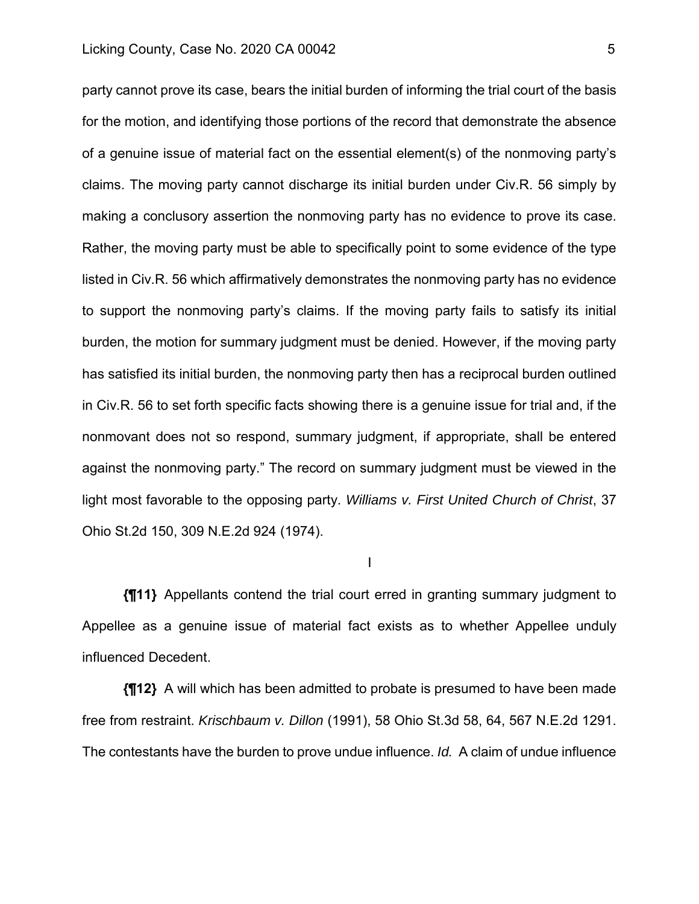party cannot prove its case, bears the initial burden of informing the trial court of the basis for the motion, and identifying those portions of the record that demonstrate the absence of a genuine issue of material fact on the essential element(s) of the nonmoving party's claims. The moving party cannot discharge its initial burden under Civ.R. 56 simply by making a conclusory assertion the nonmoving party has no evidence to prove its case. Rather, the moving party must be able to specifically point to some evidence of the type listed in Civ.R. 56 which affirmatively demonstrates the nonmoving party has no evidence to support the nonmoving party's claims. If the moving party fails to satisfy its initial burden, the motion for summary judgment must be denied. However, if the moving party has satisfied its initial burden, the nonmoving party then has a reciprocal burden outlined in Civ.R. 56 to set forth specific facts showing there is a genuine issue for trial and, if the nonmovant does not so respond, summary judgment, if appropriate, shall be entered against the nonmoving party." The record on summary judgment must be viewed in the light most favorable to the opposing party. *Williams v. First United Church of Christ*, 37 Ohio St.2d 150, 309 N.E.2d 924 (1974).

I

**{¶11}** Appellants contend the trial court erred in granting summary judgment to Appellee as a genuine issue of material fact exists as to whether Appellee unduly influenced Decedent.

**{¶12}** A will which has been admitted to probate is presumed to have been made free from restraint. *Krischbaum v. Dillon* (1991), 58 Ohio St.3d 58, 64, 567 N.E.2d 1291. The contestants have the burden to prove undue influence. *Id.* A claim of undue influence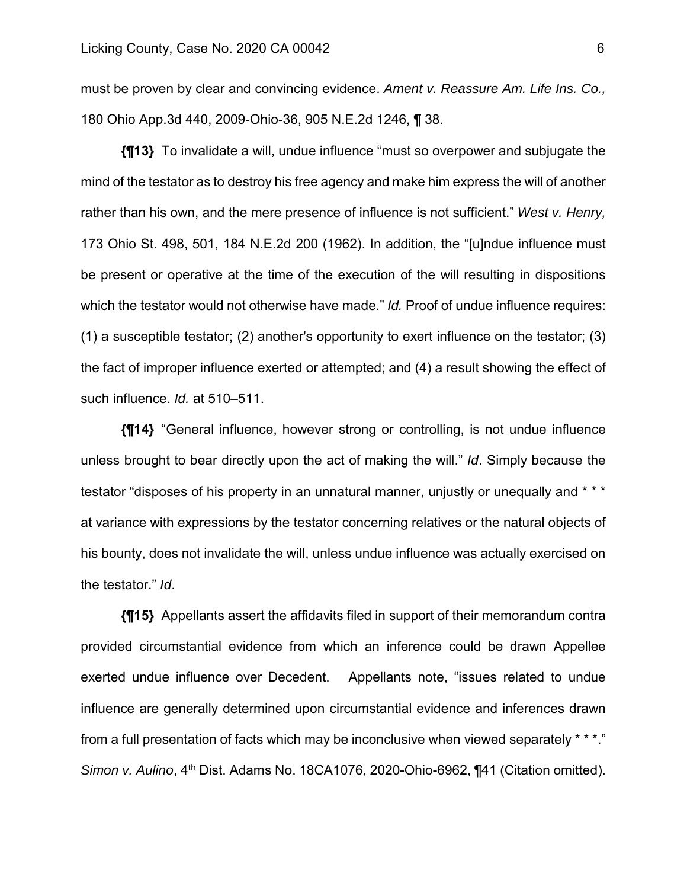must be proven by clear and convincing evidence. *Ament v. Reassure Am. Life Ins. Co.,* 180 Ohio App.3d 440, 2009-Ohio-36, 905 N.E.2d 1246, ¶ 38.

**{¶13}** To invalidate a will, undue influence "must so overpower and subjugate the mind of the testator as to destroy his free agency and make him express the will of another rather than his own, and the mere presence of influence is not sufficient." *West v. Henry,* 173 Ohio St. 498, 501, 184 N.E.2d 200 (1962). In addition, the "[u]ndue influence must be present or operative at the time of the execution of the will resulting in dispositions which the testator would not otherwise have made." *Id.* Proof of undue influence requires: (1) a susceptible testator; (2) another's opportunity to exert influence on the testator; (3) the fact of improper influence exerted or attempted; and (4) a result showing the effect of such influence. *Id.* at 510–511.

**{¶14}** "General influence, however strong or controlling, is not undue influence unless brought to bear directly upon the act of making the will." *Id*. Simply because the testator "disposes of his property in an unnatural manner, unjustly or unequally and * * * at variance with expressions by the testator concerning relatives or the natural objects of his bounty, does not invalidate the will, unless undue influence was actually exercised on the testator." *Id*.

**{¶15}** Appellants assert the affidavits filed in support of their memorandum contra provided circumstantial evidence from which an inference could be drawn Appellee exerted undue influence over Decedent. Appellants note, "issues related to undue influence are generally determined upon circumstantial evidence and inferences drawn from a full presentation of facts which may be inconclusive when viewed separately * * *." *Simon v. Aulino*, 4th Dist. Adams No. 18CA1076, 2020-Ohio-6962, ¶41 (Citation omitted).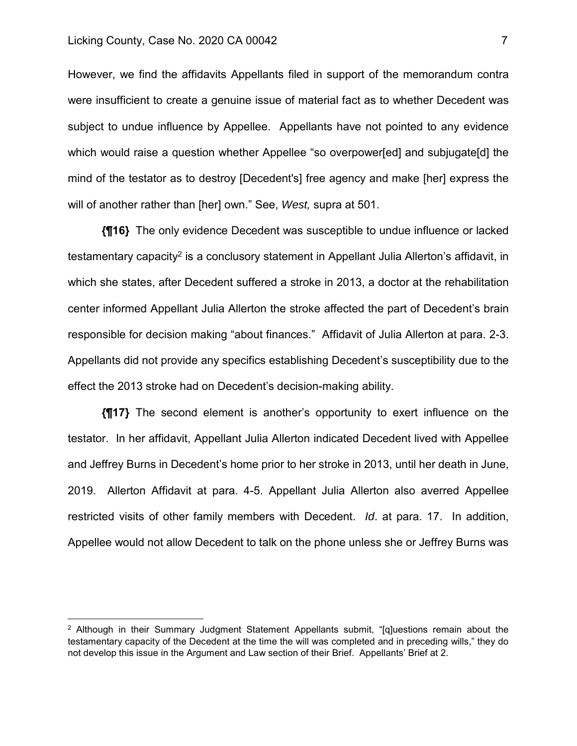However, we find the affidavits Appellants filed in support of the memorandum contra were insufficient to create a genuine issue of material fact as to whether Decedent was subject to undue influence by Appellee. Appellants have not pointed to any evidence which would raise a question whether Appellee "so overpower[ed] and subjugate[d] the mind of the testator as to destroy [Decedent's] free agency and make [her] express the will of another rather than [her] own." See, *West,* supra at 501.

**{¶16}** The only evidence Decedent was susceptible to undue influence or lacked testamentary capacity[2] is a conclusory statement in Appellant Julia Allerton's affidavit, in which she states, after Decedent suffered a stroke in 2013, a doctor at the rehabilitation center informed Appellant Julia Allerton the stroke affected the part of Decedent's brain responsible for decision making "about finances." Affidavit of Julia Allerton at para. 2-3. Appellants did not provide any specifics establishing Decedent's susceptibility due to the effect the 2013 stroke had on Decedent's decision-making ability.

**{¶17}** The second element is another's opportunity to exert influence on the testator. In her affidavit, Appellant Julia Allerton indicated Decedent lived with Appellee and Jeffrey Burns in Decedent's home prior to her stroke in 2013, until her death in June, 2019. Allerton Affidavit at para. 4-5. Appellant Julia Allerton also averred Appellee restricted visits of other family members with Decedent. *Id*. at para. 17. In addition, Appellee would not allow Decedent to talk on the phone unless she or Jeffrey Burns was

---

[2] Although in their Summary Judgment Statement Appellants submit, "[q]uestions remain about the testamentary capacity of the Decedent at the time the will was completed and in preceding wills," they do not develop this issue in the Argument and Law section of their Brief. Appellants' Brief at 2.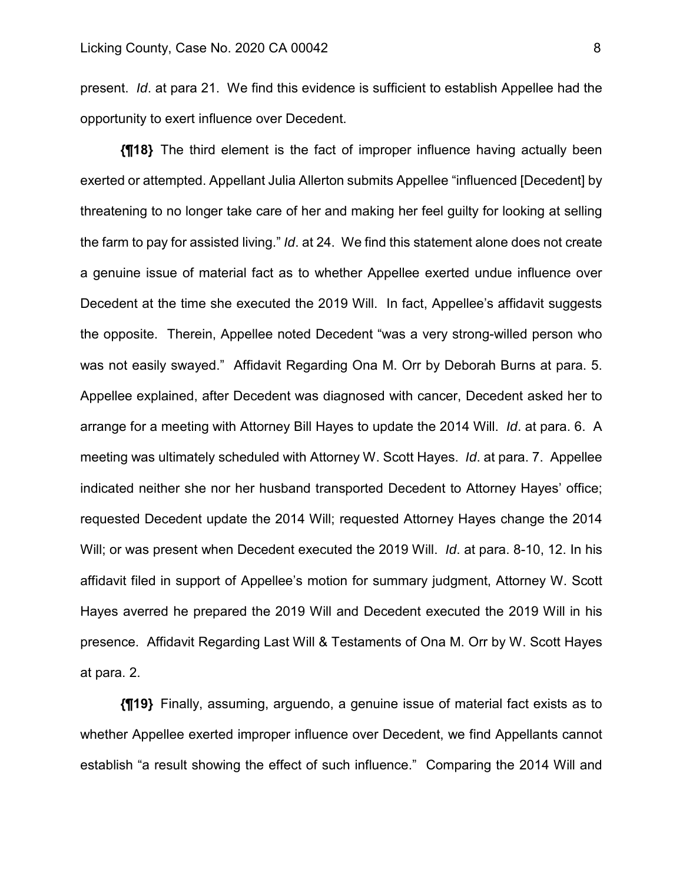present. *Id*. at para 21. We find this evidence is sufficient to establish Appellee had the opportunity to exert influence over Decedent.

**{¶18}** The third element is the fact of improper influence having actually been exerted or attempted. Appellant Julia Allerton submits Appellee "influenced [Decedent] by threatening to no longer take care of her and making her feel guilty for looking at selling the farm to pay for assisted living." *Id*. at 24. We find this statement alone does not create a genuine issue of material fact as to whether Appellee exerted undue influence over Decedent at the time she executed the 2019 Will. In fact, Appellee's affidavit suggests the opposite. Therein, Appellee noted Decedent "was a very strong-willed person who was not easily swayed." Affidavit Regarding Ona M. Orr by Deborah Burns at para. 5. Appellee explained, after Decedent was diagnosed with cancer, Decedent asked her to arrange for a meeting with Attorney Bill Hayes to update the 2014 Will. *Id*. at para. 6. A meeting was ultimately scheduled with Attorney W. Scott Hayes. *Id*. at para. 7. Appellee indicated neither she nor her husband transported Decedent to Attorney Hayes' office; requested Decedent update the 2014 Will; requested Attorney Hayes change the 2014 Will; or was present when Decedent executed the 2019 Will. *Id*. at para. 8-10, 12. In his affidavit filed in support of Appellee's motion for summary judgment, Attorney W. Scott Hayes averred he prepared the 2019 Will and Decedent executed the 2019 Will in his presence. Affidavit Regarding Last Will & Testaments of Ona M. Orr by W. Scott Hayes at para. 2.

**{¶19}** Finally, assuming, arguendo, a genuine issue of material fact exists as to whether Appellee exerted improper influence over Decedent, we find Appellants cannot establish "a result showing the effect of such influence." Comparing the 2014 Will and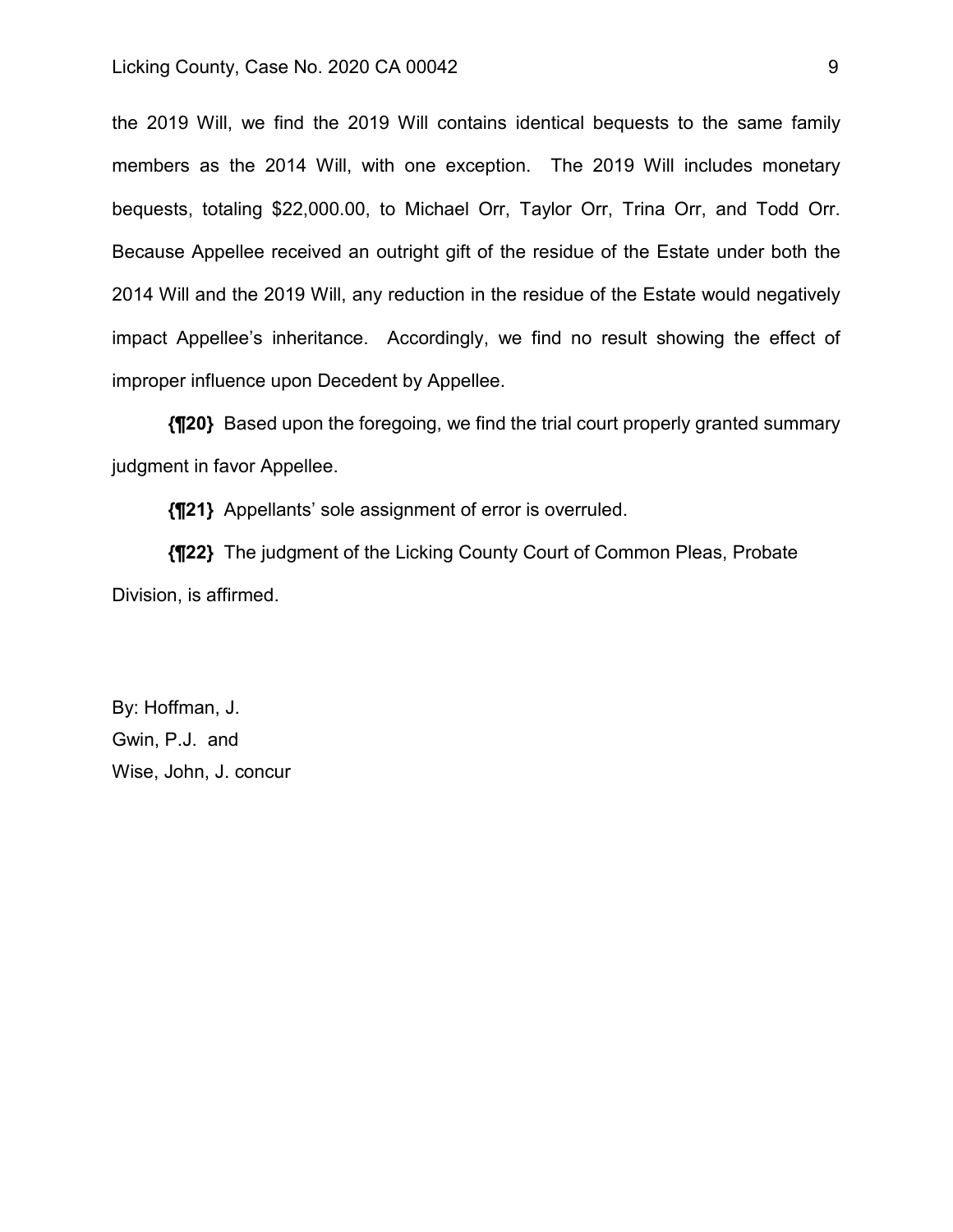the 2019 Will, we find the 2019 Will contains identical bequests to the same family members as the 2014 Will, with one exception. The 2019 Will includes monetary bequests, totaling $22,000.00, to Michael Orr, Taylor Orr, Trina Orr, and Todd Orr. Because Appellee received an outright gift of the residue of the Estate under both the 2014 Will and the 2019 Will, any reduction in the residue of the Estate would negatively impact Appellee's inheritance. Accordingly, we find no result showing the effect of improper influence upon Decedent by Appellee.

**{¶20}** Based upon the foregoing, we find the trial court properly granted summary judgment in favor Appellee.

**{¶21}** Appellants' sole assignment of error is overruled.

**{¶22}** The judgment of the Licking County Court of Common Pleas, Probate Division, is affirmed.

By: Hoffman, J.
Gwin, P.J. and
Wise, John, J. concur